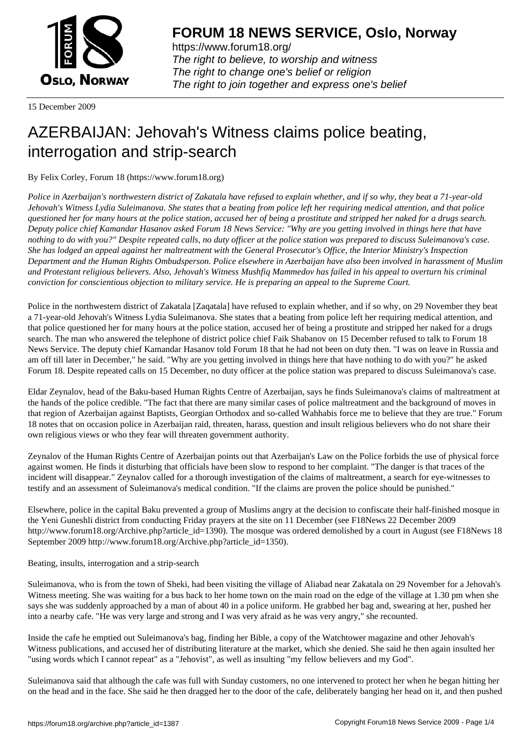# FORUM 18 NEWS SERVICE, Oslo, Norway

https://www.forum18.org/
*The right to believe, to worship and witness*
*The right to change one's belief or religion*
*The right to join together and express one's belief*

15 December 2009

# AZERBAIJAN: Jehovah's Witness claims police beating, interrogation and strip-search

By Felix Corley, Forum 18 (https://www.forum18.org)

*Police in Azerbaijan's northwestern district of Zakatala have refused to explain whether, and if so why, they beat a 71-year-old Jehovah's Witness Lydia Suleimanova. She states that a beating from police left her requiring medical attention, and that police questioned her for many hours at the police station, accused her of being a prostitute and stripped her naked for a drugs search. Deputy police chief Kamandar Hasanov asked Forum 18 News Service: "Why are you getting involved in things here that have nothing to do with you?" Despite repeated calls, no duty officer at the police station was prepared to discuss Suleimanova's case. She has lodged an appeal against her maltreatment with the General Prosecutor's Office, the Interior Ministry's Inspection Department and the Human Rights Ombudsperson. Police elsewhere in Azerbaijan have also been involved in harassment of Muslim and Protestant religious believers. Also, Jehovah's Witness Mushfiq Mammedov has failed in his appeal to overturn his criminal conviction for conscientious objection to military service. He is preparing an appeal to the Supreme Court.*

Police in the northwestern district of Zakatala [Zaqatala] have refused to explain whether, and if so why, on 29 November they beat a 71-year-old Jehovah's Witness Lydia Suleimanova. She states that a beating from police left her requiring medical attention, and that police questioned her for many hours at the police station, accused her of being a prostitute and stripped her naked for a drugs search. The man who answered the telephone of district police chief Faik Shabanov on 15 December refused to talk to Forum 18 News Service. The deputy chief Kamandar Hasanov told Forum 18 that he had not been on duty then. "I was on leave in Russia and am off till later in December," he said. "Why are you getting involved in things here that have nothing to do with you?" he asked Forum 18. Despite repeated calls on 15 December, no duty officer at the police station was prepared to discuss Suleimanova's case.

Eldar Zeynalov, head of the Baku-based Human Rights Centre of Azerbaijan, says he finds Suleimanova's claims of maltreatment at the hands of the police credible. "The fact that there are many similar cases of police maltreatment and the background of moves in that region of Azerbaijan against Baptists, Georgian Orthodox and so-called Wahhabis force me to believe that they are true." Forum 18 notes that on occasion police in Azerbaijan raid, threaten, harass, question and insult religious believers who do not share their own religious views or who they fear will threaten government authority.

Zeynalov of the Human Rights Centre of Azerbaijan points out that Azerbaijan's Law on the Police forbids the use of physical force against women. He finds it disturbing that officials have been slow to respond to her complaint. "The danger is that traces of the incident will disappear." Zeynalov called for a thorough investigation of the claims of maltreatment, a search for eye-witnesses to testify and an assessment of Suleimanova's medical condition. "If the claims are proven the police should be punished."

Elsewhere, police in the capital Baku prevented a group of Muslims angry at the decision to confiscate their half-finished mosque in the Yeni Guneshli district from conducting Friday prayers at the site on 11 December (see F18News 22 December 2009 http://www.forum18.org/Archive.php?article_id=1390). The mosque was ordered demolished by a court in August (see F18News 18 September 2009 http://www.forum18.org/Archive.php?article_id=1350).

Beating, insults, interrogation and a strip-search

Suleimanova, who is from the town of Sheki, had been visiting the village of Aliabad near Zakatala on 29 November for a Jehovah's Witness meeting. She was waiting for a bus back to her home town on the main road on the edge of the village at 1.30 pm when she says she was suddenly approached by a man of about 40 in a police uniform. He grabbed her bag and, swearing at her, pushed her into a nearby cafe. "He was very large and strong and I was very afraid as he was very angry," she recounted.

Inside the cafe he emptied out Suleimanova's bag, finding her Bible, a copy of the Watchtower magazine and other Jehovah's Witness publications, and accused her of distributing literature at the market, which she denied. She said he then again insulted her "using words which I cannot repeat" as a "Jehovist", as well as insulting "my fellow believers and my God".

Suleimanova said that although the cafe was full with Sunday customers, no one intervened to protect her when he began hitting her on the head and in the face. She said he then dragged her to the door of the cafe, deliberately banging her head on it, and then pushed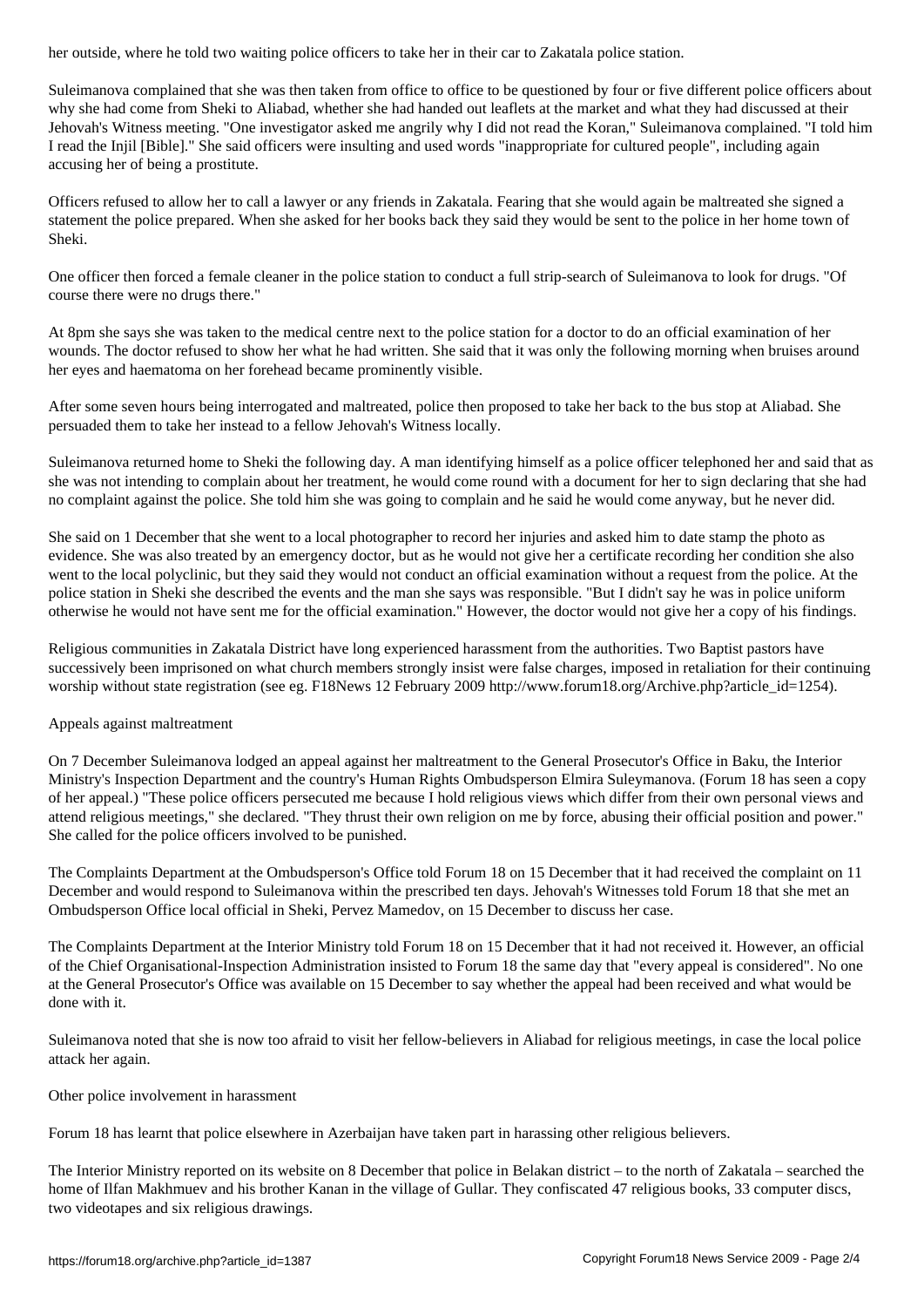her outside, where he told two waiting police officers to take her in their car to Zakatala police station.

Suleimanova complained that she was then taken from office to office to be questioned by four or five different police officers about why she had come from Sheki to Aliabad, whether she had handed out leaflets at the market and what they had discussed at their Jehovah's Witness meeting. "One investigator asked me angrily why I did not read the Koran," Suleimanova complained. "I told him I read the Injil [Bible]." She said officers were insulting and used words "inappropriate for cultured people", including again accusing her of being a prostitute.

Officers refused to allow her to call a lawyer or any friends in Zakatala. Fearing that she would again be maltreated she signed a statement the police prepared. When she asked for her books back they said they would be sent to the police in her home town of Sheki.

One officer then forced a female cleaner in the police station to conduct a full strip-search of Suleimanova to look for drugs. "Of course there were no drugs there."

At 8pm she says she was taken to the medical centre next to the police station for a doctor to do an official examination of her wounds. The doctor refused to show her what he had written. She said that it was only the following morning when bruises around her eyes and haematoma on her forehead became prominently visible.

After some seven hours being interrogated and maltreated, police then proposed to take her back to the bus stop at Aliabad. She persuaded them to take her instead to a fellow Jehovah's Witness locally.

Suleimanova returned home to Sheki the following day. A man identifying himself as a police officer telephoned her and said that as she was not intending to complain about her treatment, he would come round with a document for her to sign declaring that she had no complaint against the police. She told him she was going to complain and he said he would come anyway, but he never did.

She said on 1 December that she went to a local photographer to record her injuries and asked him to date stamp the photo as evidence. She was also treated by an emergency doctor, but as he would not give her a certificate recording her condition she also went to the local polyclinic, but they said they would not conduct an official examination without a request from the police. At the police station in Sheki she described the events and the man she says was responsible. "But I didn't say he was in police uniform otherwise he would not have sent me for the official examination." However, the doctor would not give her a copy of his findings.

Religious communities in Zakatala District have long experienced harassment from the authorities. Two Baptist pastors have successively been imprisoned on what church members strongly insist were false charges, imposed in retaliation for their continuing worship without state registration (see eg. F18News 12 February 2009 http://www.forum18.org/Archive.php?article_id=1254).

## Appeals against maltreatment

On 7 December Suleimanova lodged an appeal against her maltreatment to the General Prosecutor's Office in Baku, the Interior Ministry's Inspection Department and the country's Human Rights Ombudsperson Elmira Suleymanova. (Forum 18 has seen a copy of her appeal.) "These police officers persecuted me because I hold religious views which differ from their own personal views and attend religious meetings," she declared. "They thrust their own religion on me by force, abusing their official position and power." She called for the police officers involved to be punished.

The Complaints Department at the Ombudsperson's Office told Forum 18 on 15 December that it had received the complaint on 11 December and would respond to Suleimanova within the prescribed ten days. Jehovah's Witnesses told Forum 18 that she met an Ombudsperson Office local official in Sheki, Pervez Mamedov, on 15 December to discuss her case.

The Complaints Department at the Interior Ministry told Forum 18 on 15 December that it had not received it. However, an official of the Chief Organisational-Inspection Administration insisted to Forum 18 the same day that "every appeal is considered". No one at the General Prosecutor's Office was available on 15 December to say whether the appeal had been received and what would be done with it.

Suleimanova noted that she is now too afraid to visit her fellow-believers in Aliabad for religious meetings, in case the local police attack her again.

## Other police involvement in harassment

Forum 18 has learnt that police elsewhere in Azerbaijan have taken part in harassing other religious believers.

The Interior Ministry reported on its website on 8 December that police in Belakan district – to the north of Zakatala – searched the home of Ilfan Makhmuev and his brother Kanan in the village of Gullar. They confiscated 47 religious books, 33 computer discs, two videotapes and six religious drawings.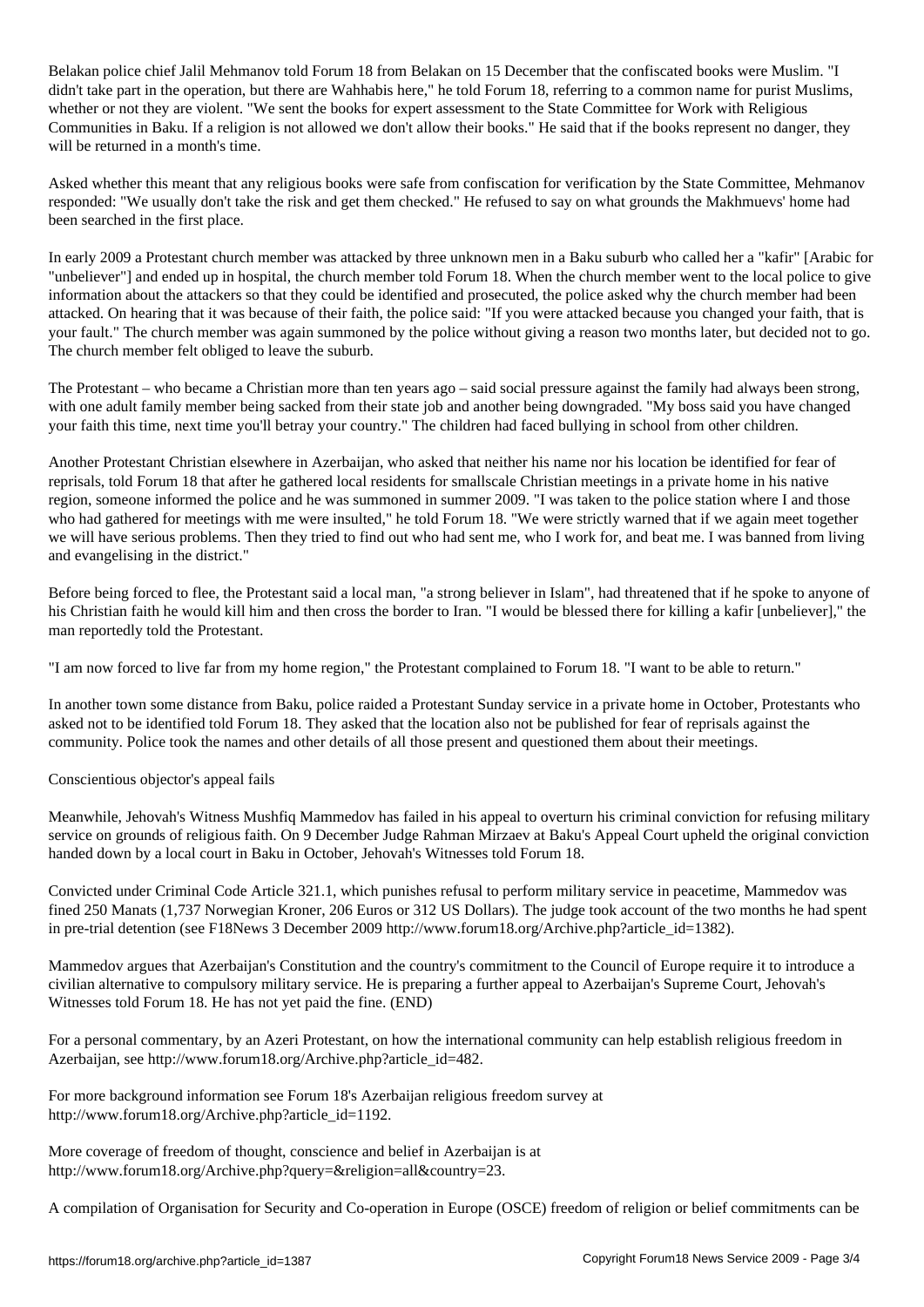Belakan police chief Jalil Mehmanov told Forum 18 from Belakan on 15 December that the confiscated books were Muslim. "I didn't take part in the operation, but there are Wahhabis here," he told Forum 18, referring to a common name for purist Muslims, whether or not they are violent. "We sent the books for expert assessment to the State Committee for Work with Religious Communities in Baku. If a religion is not allowed we don't allow their books." He said that if the books represent no danger, they will be returned in a month's time.

Asked whether this meant that any religious books were safe from confiscation for verification by the State Committee, Mehmanov responded: "We usually don't take the risk and get them checked." He refused to say on what grounds the Makhmuevs' home had been searched in the first place.

In early 2009 a Protestant church member was attacked by three unknown men in a Baku suburb who called her a "kafir" [Arabic for "unbeliever"] and ended up in hospital, the church member told Forum 18. When the church member went to the local police to give information about the attackers so that they could be identified and prosecuted, the police asked why the church member had been attacked. On hearing that it was because of their faith, the police said: "If you were attacked because you changed your faith, that is your fault." The church member was again summoned by the police without giving a reason two months later, but decided not to go. The church member felt obliged to leave the suburb.

The Protestant – who became a Christian more than ten years ago – said social pressure against the family had always been strong, with one adult family member being sacked from their state job and another being downgraded. "My boss said you have changed your faith this time, next time you'll betray your country." The children had faced bullying in school from other children.

Another Protestant Christian elsewhere in Azerbaijan, who asked that neither his name nor his location be identified for fear of reprisals, told Forum 18 that after he gathered local residents for smallscale Christian meetings in a private home in his native region, someone informed the police and he was summoned in summer 2009. "I was taken to the police station where I and those who had gathered for meetings with me were insulted," he told Forum 18. "We were strictly warned that if we again meet together we will have serious problems. Then they tried to find out who had sent me, who I work for, and beat me. I was banned from living and evangelising in the district."

Before being forced to flee, the Protestant said a local man, "a strong believer in Islam", had threatened that if he spoke to anyone of his Christian faith he would kill him and then cross the border to Iran. "I would be blessed there for killing a kafir [unbeliever]," the man reportedly told the Protestant.

"I am now forced to live far from my home region," the Protestant complained to Forum 18. "I want to be able to return."

In another town some distance from Baku, police raided a Protestant Sunday service in a private home in October, Protestants who asked not to be identified told Forum 18. They asked that the location also not be published for fear of reprisals against the community. Police took the names and other details of all those present and questioned them about their meetings.

## Conscientious objector's appeal fails

Meanwhile, Jehovah's Witness Mushfiq Mammedov has failed in his appeal to overturn his criminal conviction for refusing military service on grounds of religious faith. On 9 December Judge Rahman Mirzaev at Baku's Appeal Court upheld the original conviction handed down by a local court in Baku in October, Jehovah's Witnesses told Forum 18.

Convicted under Criminal Code Article 321.1, which punishes refusal to perform military service in peacetime, Mammedov was fined 250 Manats (1,737 Norwegian Kroner, 206 Euros or 312 US Dollars). The judge took account of the two months he had spent in pre-trial detention (see F18News 3 December 2009 http://www.forum18.org/Archive.php?article_id=1382).

Mammedov argues that Azerbaijan's Constitution and the country's commitment to the Council of Europe require it to introduce a civilian alternative to compulsory military service. He is preparing a further appeal to Azerbaijan's Supreme Court, Jehovah's Witnesses told Forum 18. He has not yet paid the fine. (END)

For a personal commentary, by an Azeri Protestant, on how the international community can help establish religious freedom in Azerbaijan, see http://www.forum18.org/Archive.php?article_id=482.

For more background information see Forum 18's Azerbaijan religious freedom survey at http://www.forum18.org/Archive.php?article_id=1192.

More coverage of freedom of thought, conscience and belief in Azerbaijan is at http://www.forum18.org/Archive.php?query=&religion=all&country=23.

A compilation of Organisation for Security and Co-operation in Europe (OSCE) freedom of religion or belief commitments can be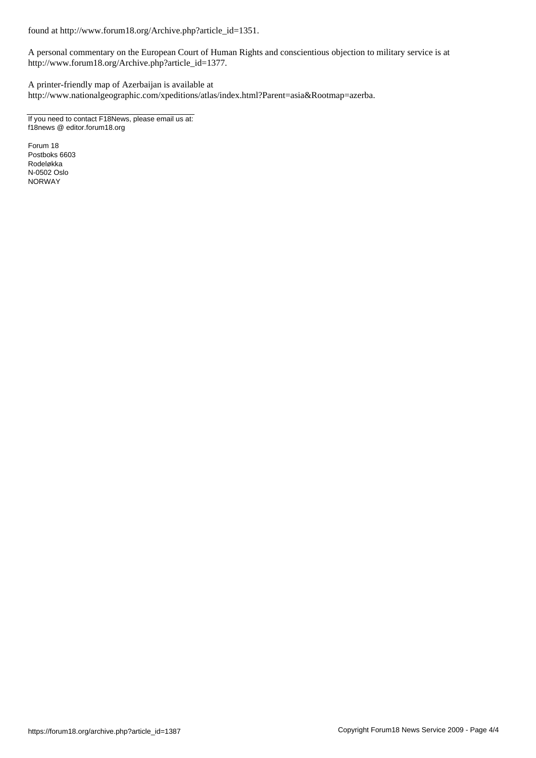found at http://www.forum18.org/Archive.php?article_id=1351.

A personal commentary on the European Court of Human Rights and conscientious objection to military service is at http://www.forum18.org/Archive.php?article_id=1377.

A printer-friendly map of Azerbaijan is available at http://www.nationalgeographic.com/xpeditions/atlas/index.html?Parent=asia&Rootmap=azerba.

---

If you need to contact F18News, please email us at:
f18news @ editor.forum18.org

Forum 18
Postboks 6603
Rodeløkka
N-0502 Oslo
NORWAY